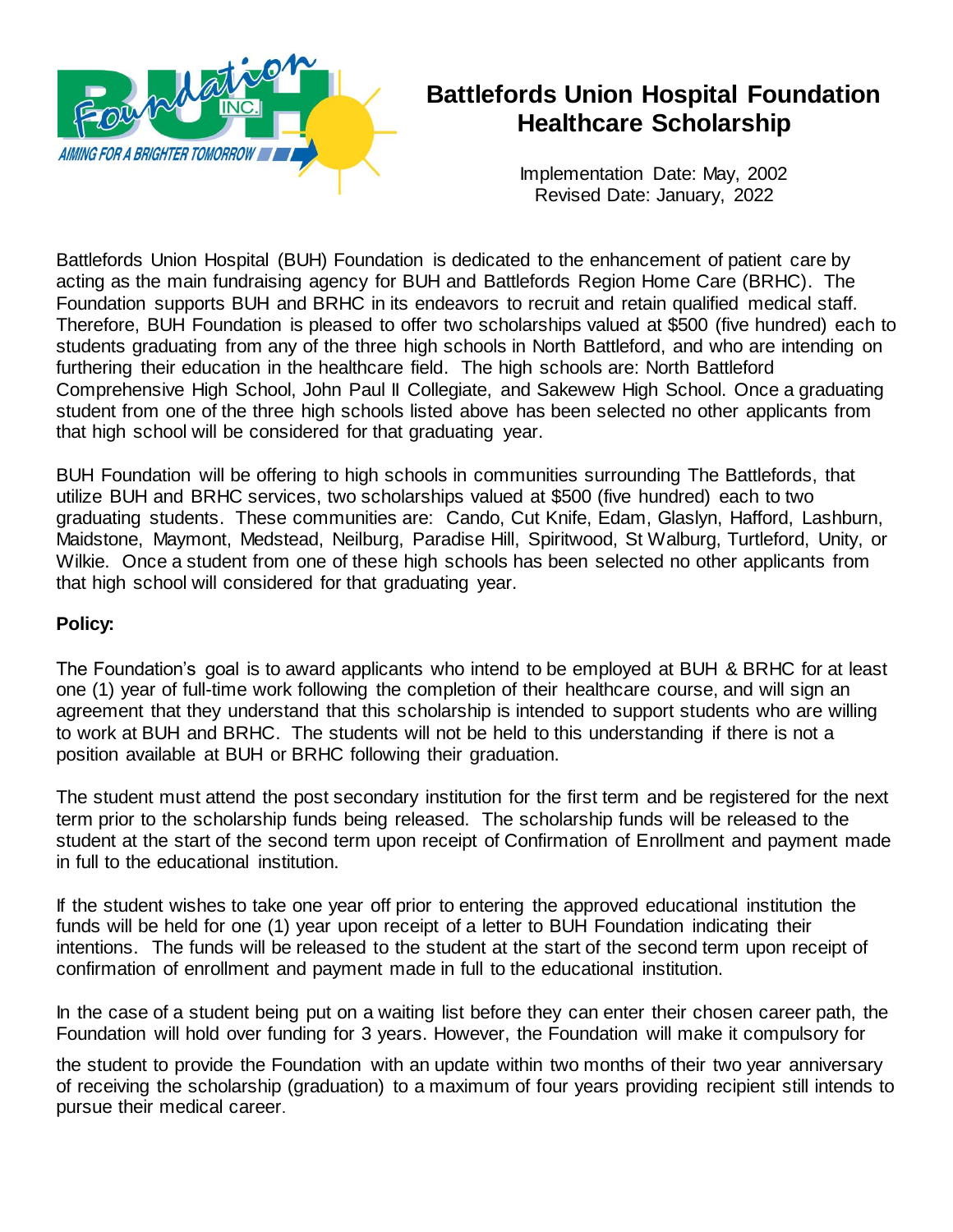# Battlefords Union Hospital Foundation Healthcare Scholarship

Implementation Date: May, 2002
Revised Date: January, 2022

Battlefords Union Hospital (BUH) Foundation is dedicated to the enhancement of patient care by acting as the main fundraising agency for BUH and Battlefords Region Home Care (BRHC). The Foundation supports BUH and BRHC in its endeavors to recruit and retain qualified medical staff. Therefore, BUH Foundation is pleased to offer two scholarships valued at $500 (five hundred) each to students graduating from any of the three high schools in North Battleford, and who are intending on furthering their education in the healthcare field. The high schools are: North Battleford Comprehensive High School, John Paul II Collegiate, and Sakewew High School. Once a graduating student from one of the three high schools listed above has been selected no other applicants from that high school will be considered for that graduating year.

BUH Foundation will be offering to high schools in communities surrounding The Battlefords, that utilize BUH and BRHC services, two scholarships valued at $500 (five hundred) each to two graduating students. These communities are: Cando, Cut Knife, Edam, Glaslyn, Hafford, Lashburn, Maidstone, Maymont, Medstead, Neilburg, Paradise Hill, Spiritwood, St Walburg, Turtleford, Unity, or Wilkie. Once a student from one of these high schools has been selected no other applicants from that high school will considered for that graduating year.

**Policy:**

The Foundation's goal is to award applicants who intend to be employed at BUH & BRHC for at least one (1) year of full-time work following the completion of their healthcare course, and will sign an agreement that they understand that this scholarship is intended to support students who are willing to work at BUH and BRHC. The students will not be held to this understanding if there is not a position available at BUH or BRHC following their graduation.

The student must attend the post secondary institution for the first term and be registered for the next term prior to the scholarship funds being released. The scholarship funds will be released to the student at the start of the second term upon receipt of Confirmation of Enrollment and payment made in full to the educational institution.

If the student wishes to take one year off prior to entering the approved educational institution the funds will be held for one (1) year upon receipt of a letter to BUH Foundation indicating their intentions. The funds will be released to the student at the start of the second term upon receipt of confirmation of enrollment and payment made in full to the educational institution.

In the case of a student being put on a waiting list before they can enter their chosen career path, the Foundation will hold over funding for 3 years. However, the Foundation will make it compulsory for the student to provide the Foundation with an update within two months of their two year anniversary of receiving the scholarship (graduation) to a maximum of four years providing recipient still intends to pursue their medical career.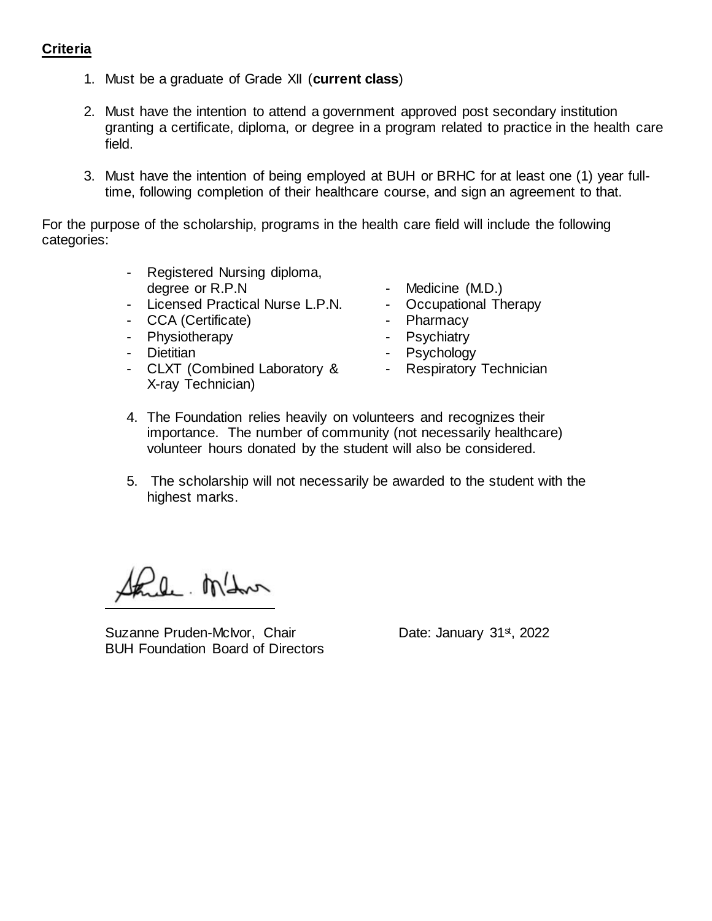**Criteria**

1. Must be a graduate of Grade XII (**current class**)

2. Must have the intention to attend a government approved post secondary institution granting a certificate, diploma, or degree in a program related to practice in the health care field.

3. Must have the intention of being employed at BUH or BRHC for at least one (1) year full-time, following completion of their healthcare course, and sign an agreement to that.

For the purpose of the scholarship, programs in the health care field will include the following categories:

- Registered Nursing diploma, degree or R.P.N
- Licensed Practical Nurse L.P.N.
- CCA (Certificate)
- Physiotherapy
- Dietitian
- CLXT (Combined Laboratory & X-ray Technician)
- Medicine (M.D.)
- Occupational Therapy
- Pharmacy
- Psychiatry
- Psychology
- Respiratory Technician

4. The Foundation relies heavily on volunteers and recognizes their importance. The number of community (not necessarily healthcare) volunteer hours donated by the student will also be considered.

5. The scholarship will not necessarily be awarded to the student with the highest marks.

Suzanne Pruden-McIvor, Chair
BUH Foundation Board of Directors

Date: January 31st, 2022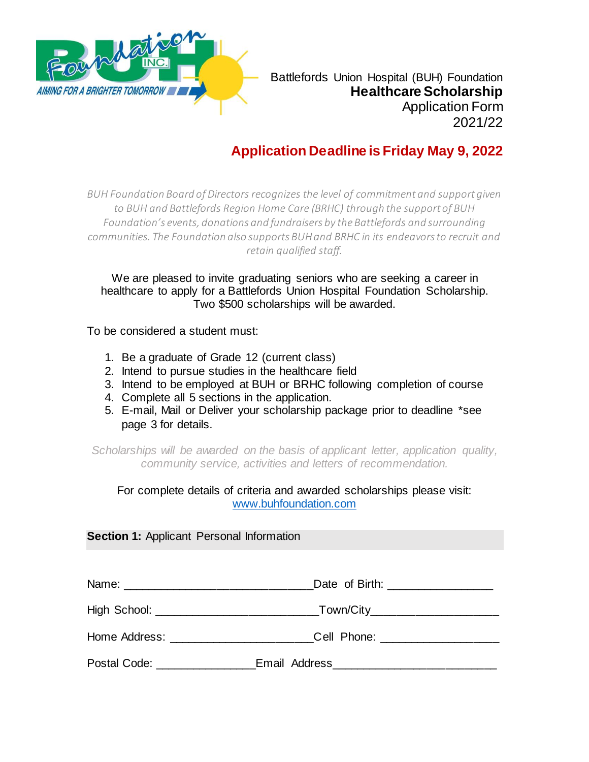Battlefords Union Hospital (BUH) Foundation
**Healthcare Scholarship**
Application Form
2021/22

## Application Deadline is Friday May 9, 2022

*BUH Foundation Board of Directors recognizes the level of commitment and support given to BUH and Battlefords Region Home Care (BRHC) through the support of BUH Foundation's events, donations and fundraisers by the Battlefords and surrounding communities. The Foundation also supports BUH and BRHC in its endeavors to recruit and retain qualified staff.*

We are pleased to invite graduating seniors who are seeking a career in healthcare to apply for a Battlefords Union Hospital Foundation Scholarship. Two $500 scholarships will be awarded.

To be considered a student must:

1. Be a graduate of Grade 12 (current class)
2. Intend to pursue studies in the healthcare field
3. Intend to be employed at BUH or BRHC following completion of course
4. Complete all 5 sections in the application.
5. E-mail, Mail or Deliver your scholarship package prior to deadline *see page 3 for details.

*Scholarships will be awarded on the basis of applicant letter, application quality, community service, activities and letters of recommendation.*

For complete details of criteria and awarded scholarships please visit: [www.buhfoundation.com](http://www.buhfoundation.com)

**Section 1:** Applicant Personal Information

Name: ______________________________ Date of Birth: ________________

High School: _________________________ Town/City____________________

Home Address: ______________________ Cell Phone: __________________

Postal Code: _______________ Email Address_________________________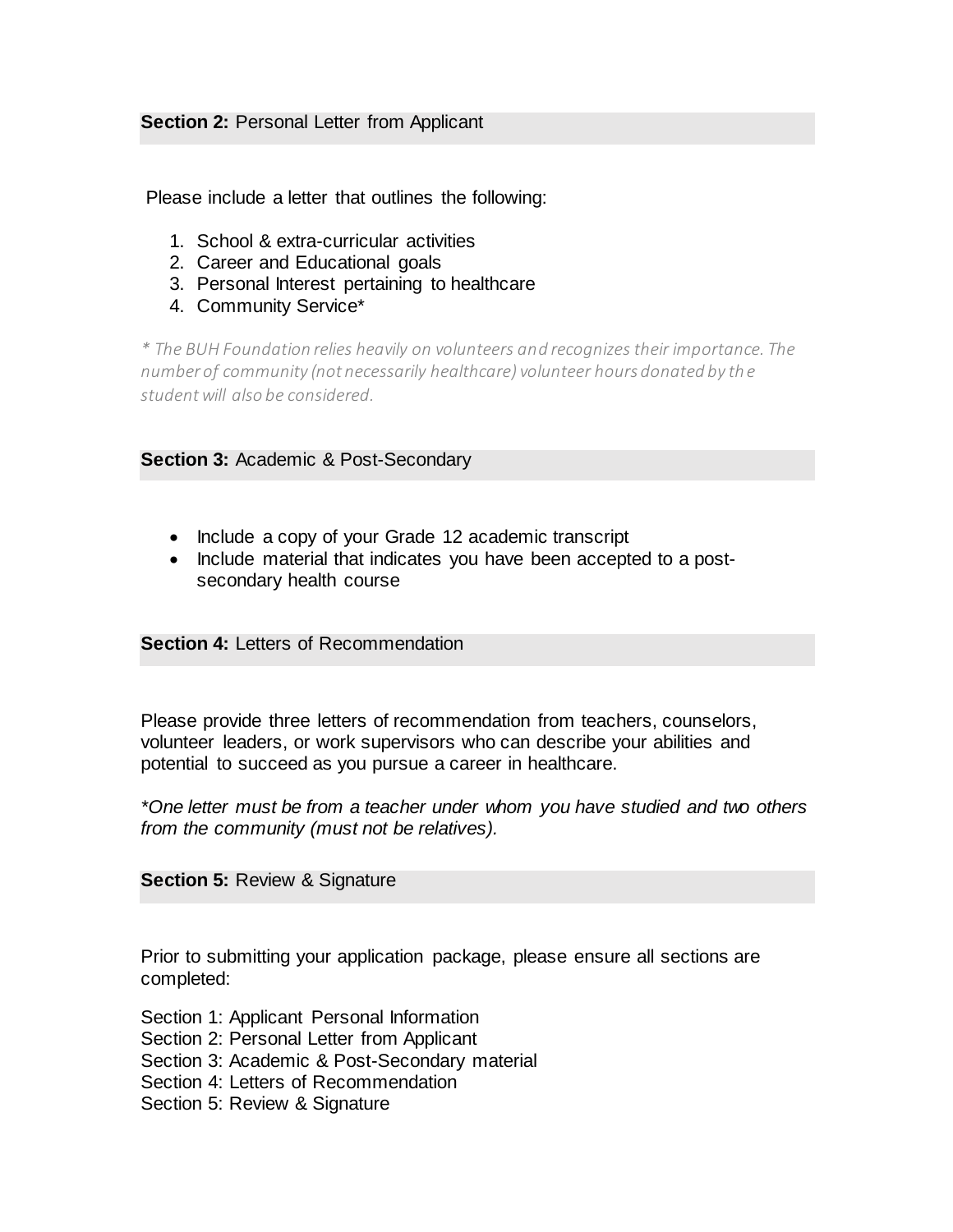## **Section 2:** Personal Letter from Applicant

Please include a letter that outlines the following:

1. School & extra-curricular activities
2. Career and Educational goals
3. Personal Interest pertaining to healthcare
4. Community Service*

*\* The BUH Foundation relies heavily on volunteers and recognizes their importance. The number of community (not necessarily healthcare) volunteer hours donated by the student will also be considered.*

## **Section 3:** Academic & Post-Secondary

- Include a copy of your Grade 12 academic transcript
- Include material that indicates you have been accepted to a post-secondary health course

## **Section 4:** Letters of Recommendation

Please provide three letters of recommendation from teachers, counselors, volunteer leaders, or work supervisors who can describe your abilities and potential to succeed as you pursue a career in healthcare.

*\*One letter must be from a teacher under whom you have studied and two others from the community (must not be relatives).*

## **Section 5:** Review & Signature

Prior to submitting your application package, please ensure all sections are completed:

Section 1: Applicant Personal Information
Section 2: Personal Letter from Applicant
Section 3: Academic & Post-Secondary material
Section 4: Letters of Recommendation
Section 5: Review & Signature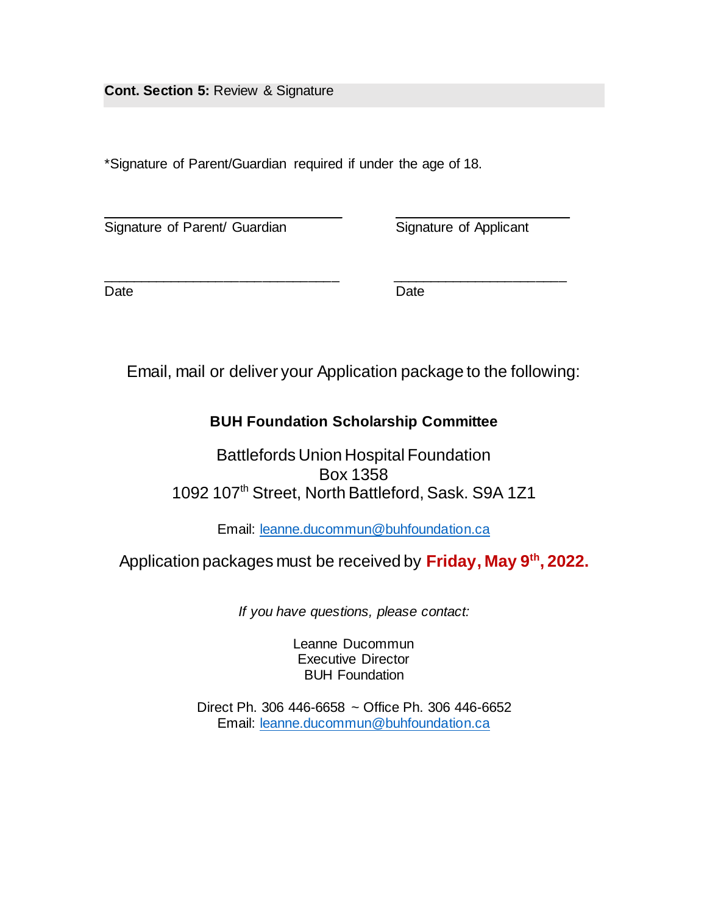**Cont. Section 5:** Review & Signature

*Signature of Parent/Guardian required if under the age of 18.

| | |
|---|---|
| ______________________________ | ______________________ |
| Signature of Parent/ Guardian | Signature of Applicant |
| ______________________________ | ______________________ |
| Date | Date |

Email, mail or deliver your Application package to the following:

**BUH Foundation Scholarship Committee**

Battlefords Union Hospital Foundation
Box 1358
1092 107th Street, North Battleford, Sask. S9A 1Z1

Email: leanne.ducommun@buhfoundation.ca

Application packages must be received by **Friday, May 9th, 2022.**

*If you have questions, please contact:*

Leanne Ducommun
Executive Director
BUH Foundation

Direct Ph. 306 446-6658 ~ Office Ph. 306 446-6652
Email: leanne.ducommun@buhfoundation.ca